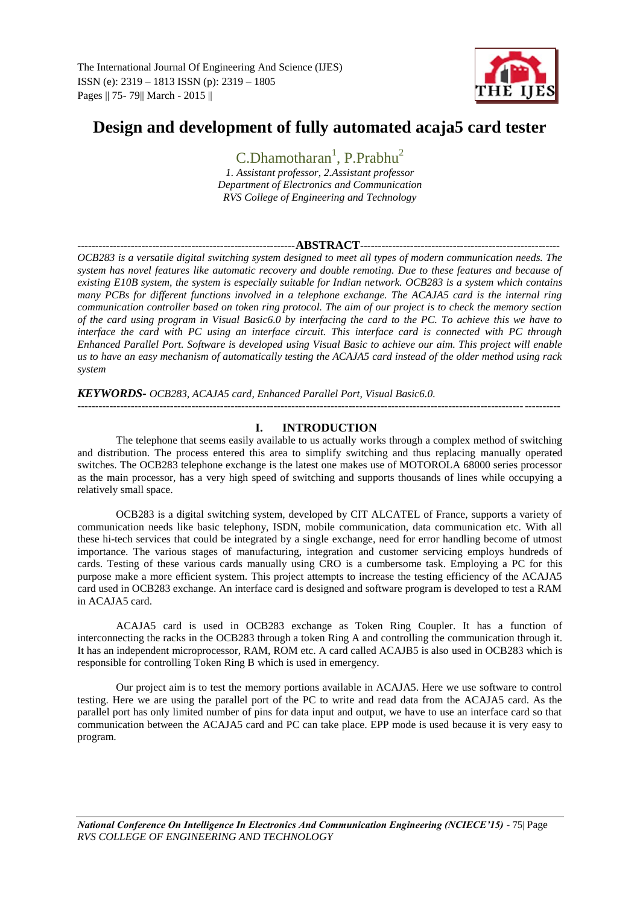# Design and development of fully automated acaja5 card tester

C.Dhamotharan[1], P.Prabhu[2]

*1. Assistant professor, 2.Assistant professor*
*Department of Electronics and Communication*
*RVS College of Engineering and Technology*

**ABSTRACT**

*OCB283 is a versatile digital switching system designed to meet all types of modern communication needs. The system has novel features like automatic recovery and double remoting. Due to these features and because of existing E10B system, the system is especially suitable for Indian network. OCB283 is a system which contains many PCBs for different functions involved in a telephone exchange. The ACAJA5 card is the internal ring communication controller based on token ring protocol. The aim of our project is to check the memory section of the card using program in Visual Basic6.0 by interfacing the card to the PC. To achieve this we have to interface the card with PC using an interface circuit. This interface card is connected with PC through Enhanced Parallel Port. Software is developed using Visual Basic to achieve our aim. This project will enable us to have an easy mechanism of automatically testing the ACAJA5 card instead of the older method using rack system*

***KEYWORDS-*** *OCB283, ACAJA5 card, Enhanced Parallel Port, Visual Basic6.0.*

## I. INTRODUCTION

The telephone that seems easily available to us actually works through a complex method of switching and distribution. The process entered this area to simplify switching and thus replacing manually operated switches. The OCB283 telephone exchange is the latest one makes use of MOTOROLA 68000 series processor as the main processor, has a very high speed of switching and supports thousands of lines while occupying a relatively small space.

OCB283 is a digital switching system, developed by CIT ALCATEL of France, supports a variety of communication needs like basic telephony, ISDN, mobile communication, data communication etc. With all these hi-tech services that could be integrated by a single exchange, need for error handling become of utmost importance. The various stages of manufacturing, integration and customer servicing employs hundreds of cards. Testing of these various cards manually using CRO is a cumbersome task. Employing a PC for this purpose make a more efficient system. This project attempts to increase the testing efficiency of the ACAJA5 card used in OCB283 exchange. An interface card is designed and software program is developed to test a RAM in ACAJA5 card.

ACAJA5 card is used in OCB283 exchange as Token Ring Coupler. It has a function of interconnecting the racks in the OCB283 through a token Ring A and controlling the communication through it. It has an independent microprocessor, RAM, ROM etc. A card called ACAJB5 is also used in OCB283 which is responsible for controlling Token Ring B which is used in emergency.

Our project aim is to test the memory portions available in ACAJA5. Here we use software to control testing. Here we are using the parallel port of the PC to write and read data from the ACAJA5 card. As the parallel port has only limited number of pins for data input and output, we have to use an interface card so that communication between the ACAJA5 card and PC can take place. EPP mode is used because it is very easy to program.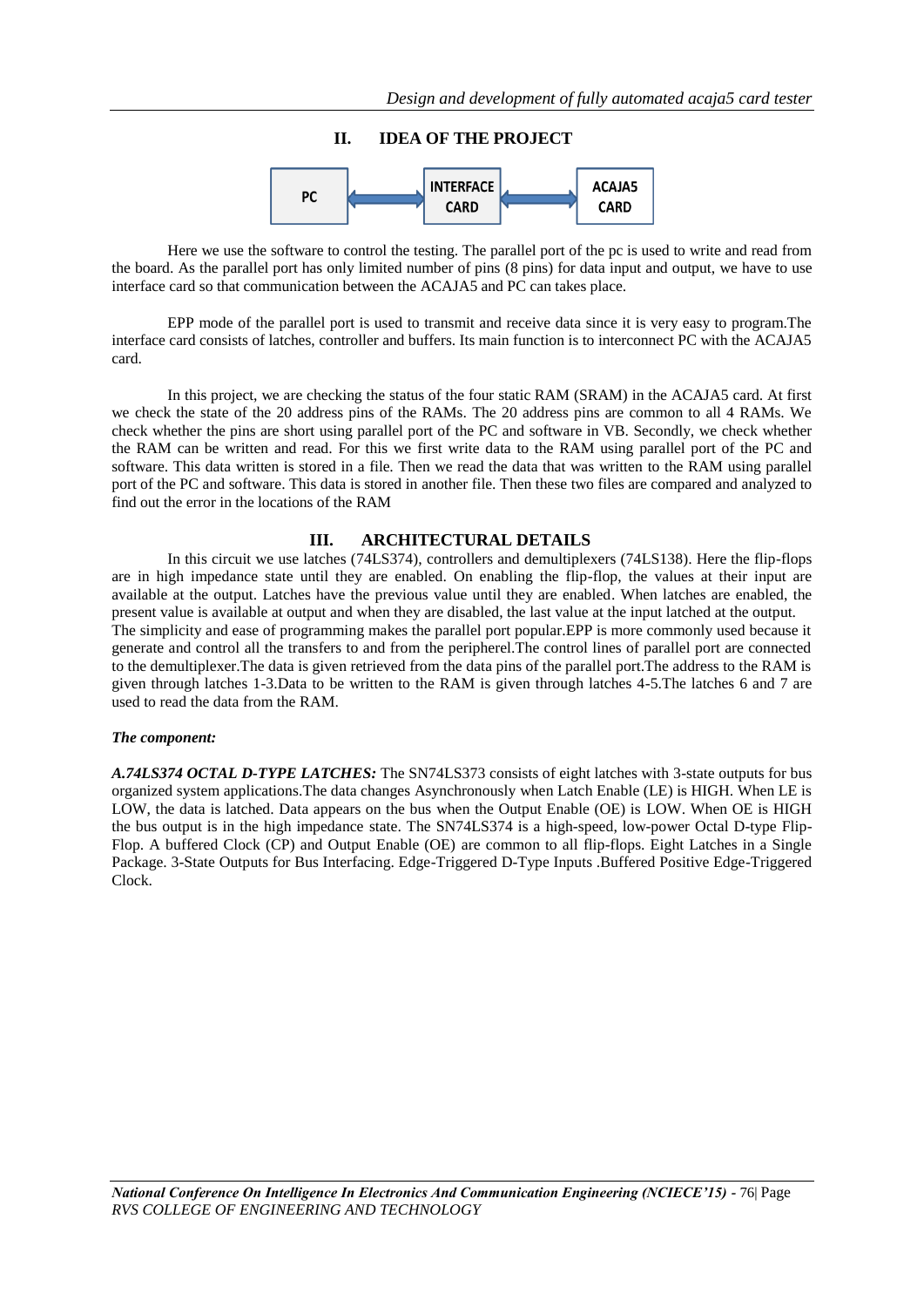## II. IDEA OF THE PROJECT

PC ⟷ INTERFACE CARD ⟷ ACAJA5 CARD

Here we use the software to control the testing. The parallel port of the pc is used to write and read from the board. As the parallel port has only limited number of pins (8 pins) for data input and output, we have to use interface card so that communication between the ACAJA5 and PC can takes place.

EPP mode of the parallel port is used to transmit and receive data since it is very easy to program.The interface card consists of latches, controller and buffers. Its main function is to interconnect PC with the ACAJA5 card.

In this project, we are checking the status of the four static RAM (SRAM) in the ACAJA5 card. At first we check the state of the 20 address pins of the RAMs. The 20 address pins are common to all 4 RAMs. We check whether the pins are short using parallel port of the PC and software in VB. Secondly, we check whether the RAM can be written and read. For this we first write data to the RAM using parallel port of the PC and software. This data written is stored in a file. Then we read the data that was written to the RAM using parallel port of the PC and software. This data is stored in another file. Then these two files are compared and analyzed to find out the error in the locations of the RAM

## III. ARCHITECTURAL DETAILS

In this circuit we use latches (74LS374), controllers and demultiplexers (74LS138). Here the flip-flops are in high impedance state until they are enabled. On enabling the flip-flop, the values at their input are available at the output. Latches have the previous value until they are enabled. When latches are enabled, the present value is available at output and when they are disabled, the last value at the input latched at the output.
The simplicity and ease of programming makes the parallel port popular.EPP is more commonly used because it generate and control all the transfers to and from the peripherel.The control lines of parallel port are connected to the demultiplexer.The data is given retrieved from the data pins of the parallel port.The address to the RAM is given through latches 1-3.Data to be written to the RAM is given through latches 4-5.The latches 6 and 7 are used to read the data from the RAM.

***The component:***

***A.74LS374 OCTAL D-TYPE LATCHES:*** The SN74LS373 consists of eight latches with 3-state outputs for bus organized system applications.The data changes Asynchronously when Latch Enable (LE) is HIGH. When LE is LOW, the data is latched. Data appears on the bus when the Output Enable (OE) is LOW. When OE is HIGH the bus output is in the high impedance state. The SN74LS374 is a high-speed, low-power Octal D-type Flip-Flop. A buffered Clock (CP) and Output Enable (OE) are common to all flip-flops. Eight Latches in a Single Package. 3-State Outputs for Bus Interfacing. Edge-Triggered D-Type Inputs .Buffered Positive Edge-Triggered Clock.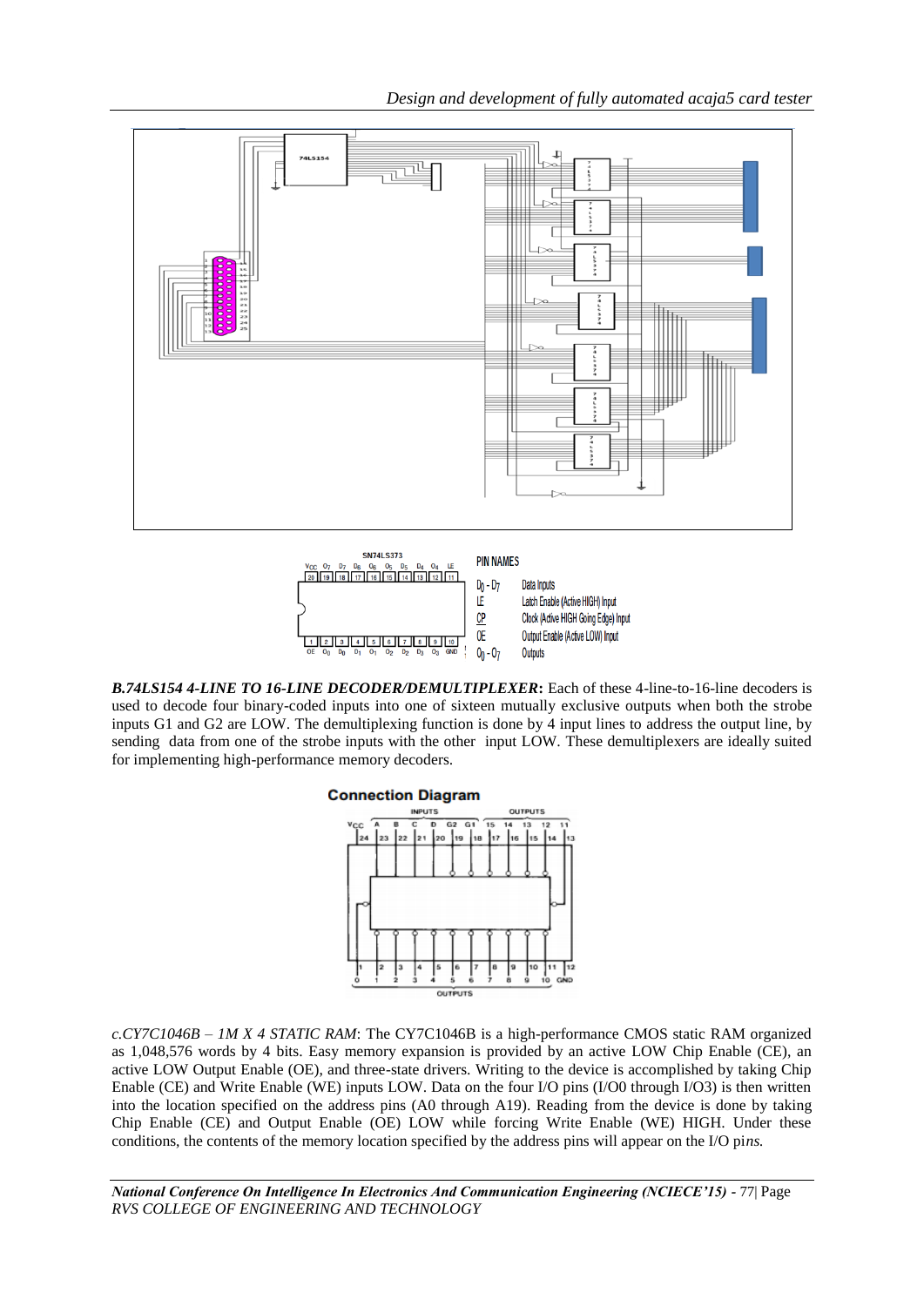**B.74LS154 4-LINE TO 16-LINE DECODER/DEMULTIPLEXER:** Each of these 4-line-to-16-line decoders is used to decode four binary-coded inputs into one of sixteen mutually exclusive outputs when both the strobe inputs G1 and G2 are LOW. The demultiplexing function is done by 4 input lines to address the output line, by sending data from one of the strobe inputs with the other input LOW. These demultiplexers are ideally suited for implementing high-performance memory decoders.

*c.CY7C1046B – 1M X 4 STATIC RAM*: The CY7C1046B is a high-performance CMOS static RAM organized as 1,048,576 words by 4 bits. Easy memory expansion is provided by an active LOW Chip Enable (CE), an active LOW Output Enable (OE), and three-state drivers. Writing to the device is accomplished by taking Chip Enable (CE) and Write Enable (WE) inputs LOW. Data on the four I/O pins (I/O0 through I/O3) is then written into the location specified on the address pins (A0 through A19). Reading from the device is done by taking Chip Enable (CE) and Output Enable (OE) LOW while forcing Write Enable (WE) HIGH. Under these conditions, the contents of the memory location specified by the address pins will appear on the I/O pi*ns.*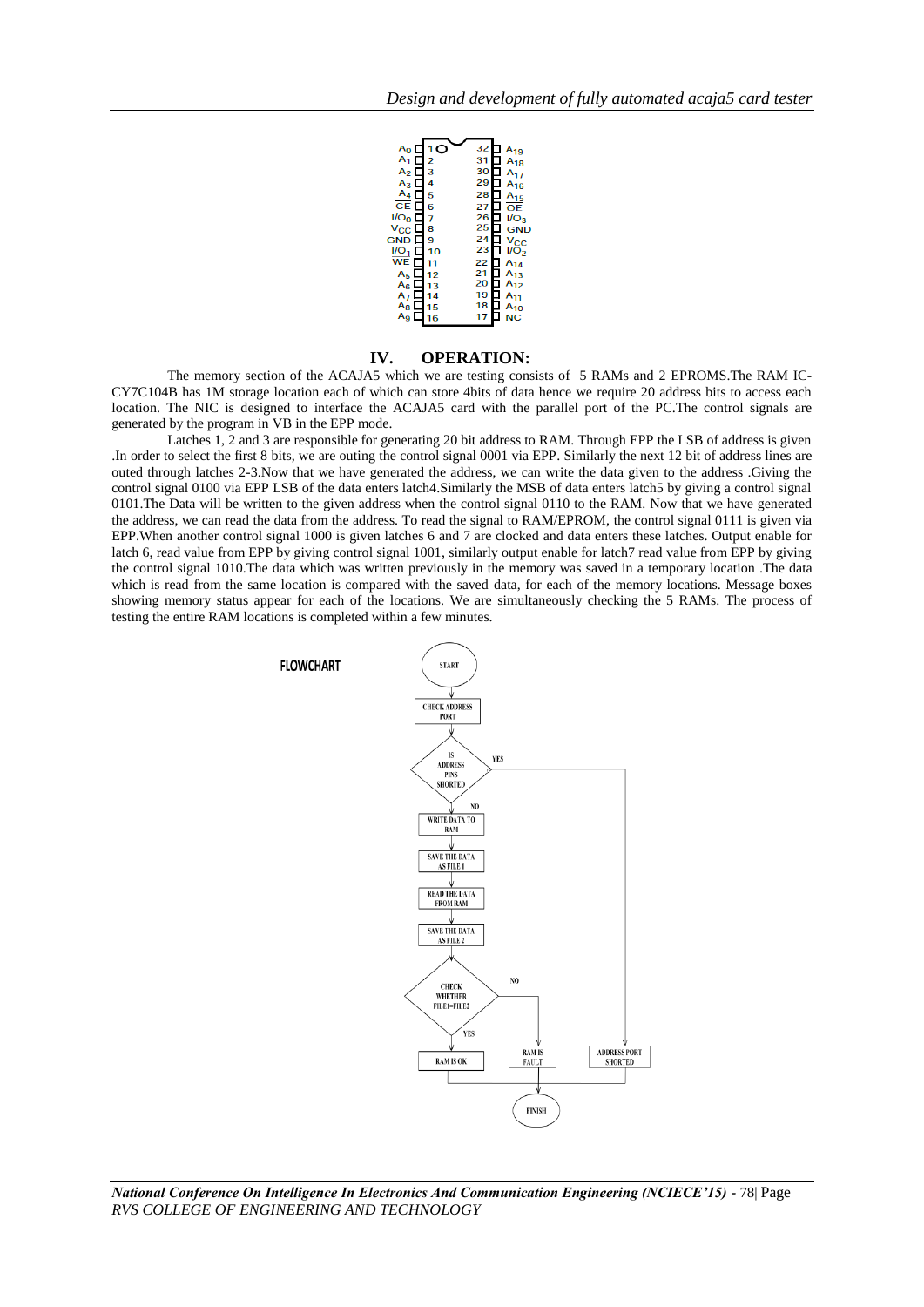|  |  |  |  |
|---|---|---|---|
| $A_0$ | 1 | 32 | $A_{19}$ |
| $A_1$ | 2 | 31 | $A_{18}$ |
| $A_2$ | 3 | 30 | $A_{17}$ |
| $A_3$ | 4 | 29 | $A_{16}$ |
| $A_4$ | 5 | 28 | $A_{15}$ |
| $\overline{CE}$ | 6 | 27 | $\overline{OE}$ |
| $I/O_0$ | 7 | 26 | $I/O_3$ |
| $V_{CC}$ | 8 | 25 | GND |
| GND | 9 | 24 | $V_{CC}$ |
| $I/O_1$ | 10 | 23 | $I/O_2$ |
| $\overline{WE}$ | 11 | 22 | $A_{14}$ |
| $A_5$ | 12 | 21 | $A_{13}$ |
| $A_6$ | 13 | 20 | $A_{12}$ |
| $A_7$ | 14 | 19 | $A_{11}$ |
| $A_8$ | 15 | 18 | $A_{10}$ |
| $A_9$ | 16 | 17 | NC |

## IV. OPERATION:

The memory section of the ACAJA5 which we are testing consists of 5 RAMs and 2 EPROMS.The RAM IC-CY7C104B has 1M storage location each of which can store 4bits of data hence we require 20 address bits to access each location. The NIC is designed to interface the ACAJA5 card with the parallel port of the PC.The control signals are generated by the program in VB in the EPP mode.

Latches 1, 2 and 3 are responsible for generating 20 bit address to RAM. Through EPP the LSB of address is given .In order to select the first 8 bits, we are outing the control signal 0001 via EPP. Similarly the next 12 bit of address lines are outed through latches 2-3.Now that we have generated the address, we can write the data given to the address .Giving the control signal 0100 via EPP LSB of the data enters latch4.Similarly the MSB of data enters latch5 by giving a control signal 0101.The Data will be written to the given address when the control signal 0110 to the RAM. Now that we have generated the address, we can read the data from the address. To read the signal to RAM/EPROM, the control signal 0111 is given via EPP.When another control signal 1000 is given latches 6 and 7 are clocked and data enters these latches. Output enable for latch 6, read value from EPP by giving control signal 1001, similarly output enable for latch7 read value from EPP by giving the control signal 1010.The data which was written previously in the memory was saved in a temporary location .The data which is read from the same location is compared with the saved data, for each of the memory locations. Message boxes showing memory status appear for each of the locations. We are simultaneously checking the 5 RAMs. The process of testing the entire RAM locations is completed within a few minutes.

**FLOWCHART**

START → CHECK ADDRESS PORT → IS ADDRESS PINS SHORTED?
- YES → ADDRESS PORT SHORTED → FINISH
- NO → WRITE DATA TO RAM → SAVE THE DATA AS FILE 1 → READ THE DATA FROM RAM → SAVE THE DATA AS FILE 2 → CHECK WHETHER FILE1=FILE2?
  - YES → RAM IS OK → FINISH
  - NO → RAM IS FAULT → FINISH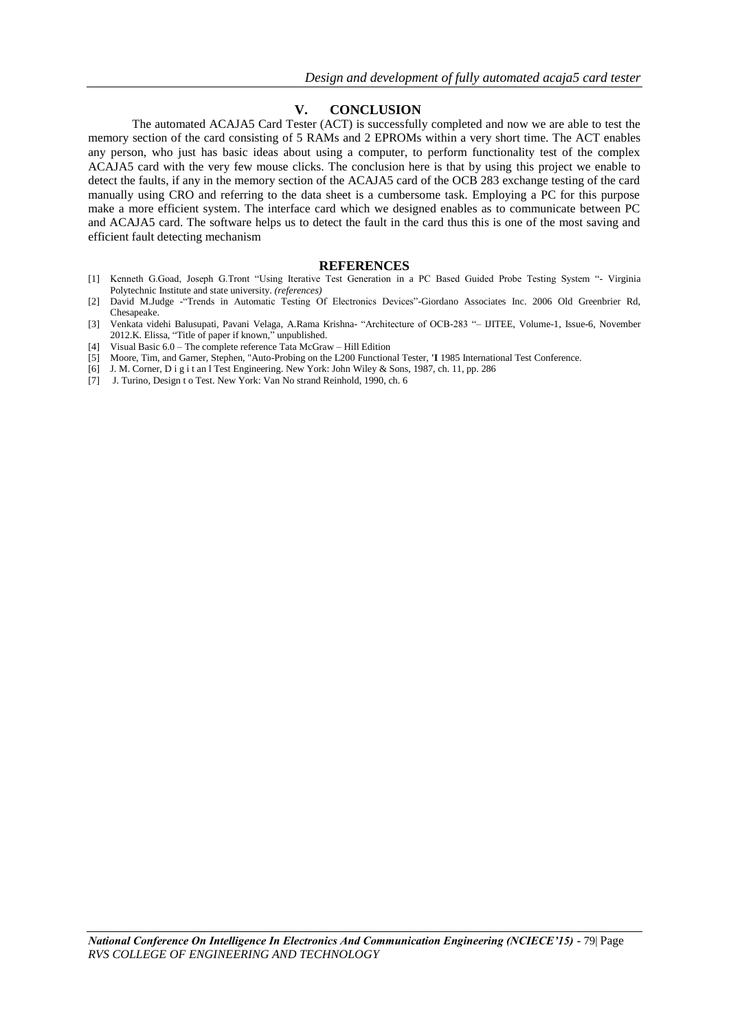## V. CONCLUSION

The automated ACAJA5 Card Tester (ACT) is successfully completed and now we are able to test the memory section of the card consisting of 5 RAMs and 2 EPROMs within a very short time. The ACT enables any person, who just has basic ideas about using a computer, to perform functionality test of the complex ACAJA5 card with the very few mouse clicks. The conclusion here is that by using this project we enable to detect the faults, if any in the memory section of the ACAJA5 card of the OCB 283 exchange testing of the card manually using CRO and referring to the data sheet is a cumbersome task. Employing a PC for this purpose make a more efficient system. The interface card which we designed enables as to communicate between PC and ACAJA5 card. The software helps us to detect the fault in the card thus this is one of the most saving and efficient fault detecting mechanism

## REFERENCES

[1] Kenneth G.Goad, Joseph G.Tront "Using Iterative Test Generation in a PC Based Guided Probe Testing System "- Virginia Polytechnic Institute and state university. *(references)*

[2] David M.Judge -"Trends in Automatic Testing Of Electronics Devices"-Giordano Associates Inc. 2006 Old Greenbrier Rd, Chesapeake.

[3] Venkata videhi Balusupati, Pavani Velaga, A.Rama Krishna- "Architecture of OCB-283 "– IJITEE, Volume-1, Issue-6, November 2012.K. Elissa, "Title of paper if known," unpublished.

[4] Visual Basic 6.0 – The complete reference Tata McGraw – Hill Edition

[5] Moore, Tim, and Garner, Stephen, "Auto-Probing on the L200 Functional Tester, '**I** 1985 International Test Conference.

[6] J. M. Corner, D i g i t an l Test Engineering. New York: John Wiley & Sons, 1987, ch. 11, pp. 286

[7] J. Turino, Design t o Test. New York: Van No strand Reinhold, 1990, ch. 6